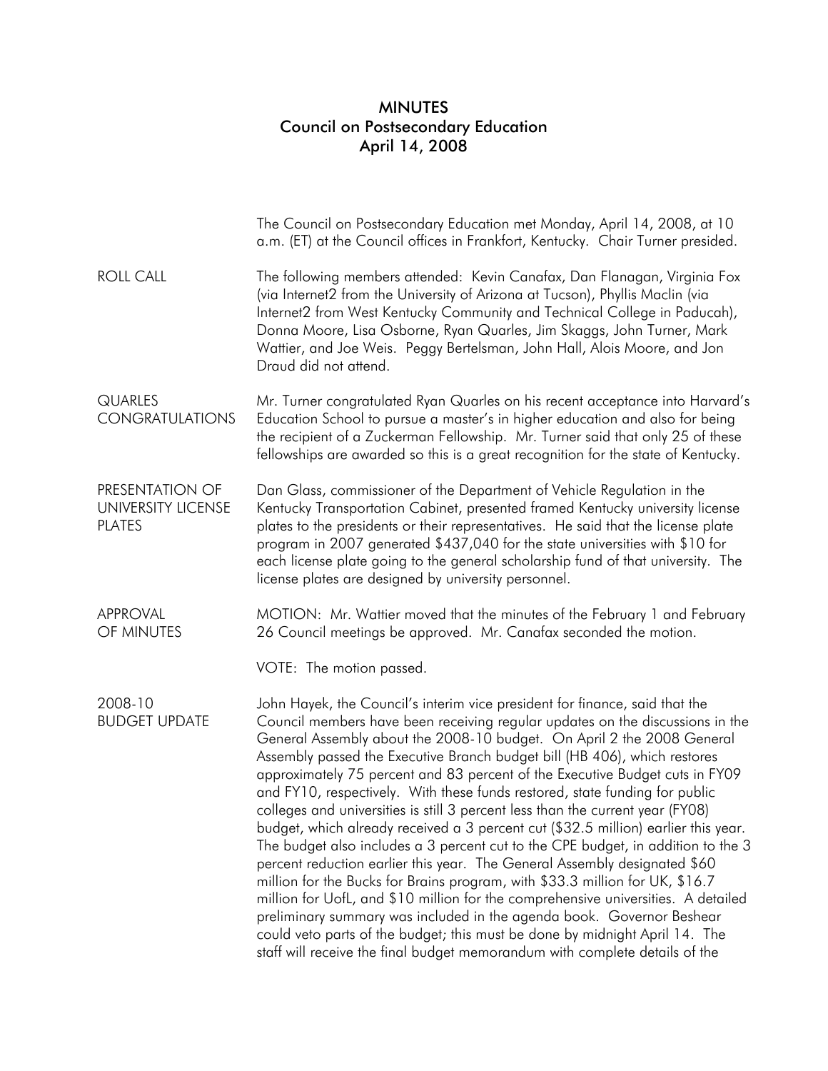# MINUTES
## Council on Postsecondary Education
### April 14, 2008

The Council on Postsecondary Education met Monday, April 14, 2008, at 10 a.m. (ET) at the Council offices in Frankfort, Kentucky. Chair Turner presided.

**ROLL CALL**

The following members attended: Kevin Canafax, Dan Flanagan, Virginia Fox (via Internet2 from the University of Arizona at Tucson), Phyllis Maclin (via Internet2 from West Kentucky Community and Technical College in Paducah), Donna Moore, Lisa Osborne, Ryan Quarles, Jim Skaggs, John Turner, Mark Wattier, and Joe Weis. Peggy Bertelsman, John Hall, Alois Moore, and Jon Draud did not attend.

**QUARLES CONGRATULATIONS**

Mr. Turner congratulated Ryan Quarles on his recent acceptance into Harvard's Education School to pursue a master's in higher education and also for being the recipient of a Zuckerman Fellowship. Mr. Turner said that only 25 of these fellowships are awarded so this is a great recognition for the state of Kentucky.

**PRESENTATION OF UNIVERSITY LICENSE PLATES**

Dan Glass, commissioner of the Department of Vehicle Regulation in the Kentucky Transportation Cabinet, presented framed Kentucky university license plates to the presidents or their representatives. He said that the license plate program in 2007 generated $437,040 for the state universities with $10 for each license plate going to the general scholarship fund of that university. The license plates are designed by university personnel.

**APPROVAL OF MINUTES**

MOTION: Mr. Wattier moved that the minutes of the February 1 and February 26 Council meetings be approved. Mr. Canafax seconded the motion.

VOTE: The motion passed.

**2008-10 BUDGET UPDATE**

John Hayek, the Council's interim vice president for finance, said that the Council members have been receiving regular updates on the discussions in the General Assembly about the 2008-10 budget. On April 2 the 2008 General Assembly passed the Executive Branch budget bill (HB 406), which restores approximately 75 percent and 83 percent of the Executive Budget cuts in FY09 and FY10, respectively. With these funds restored, state funding for public colleges and universities is still 3 percent less than the current year (FY08) budget, which already received a 3 percent cut ($32.5 million) earlier this year. The budget also includes a 3 percent cut to the CPE budget, in addition to the 3 percent reduction earlier this year. The General Assembly designated $60 million for the Bucks for Brains program, with $33.3 million for UK, $16.7 million for UofL, and $10 million for the comprehensive universities. A detailed preliminary summary was included in the agenda book. Governor Beshear could veto parts of the budget; this must be done by midnight April 14. The staff will receive the final budget memorandum with complete details of the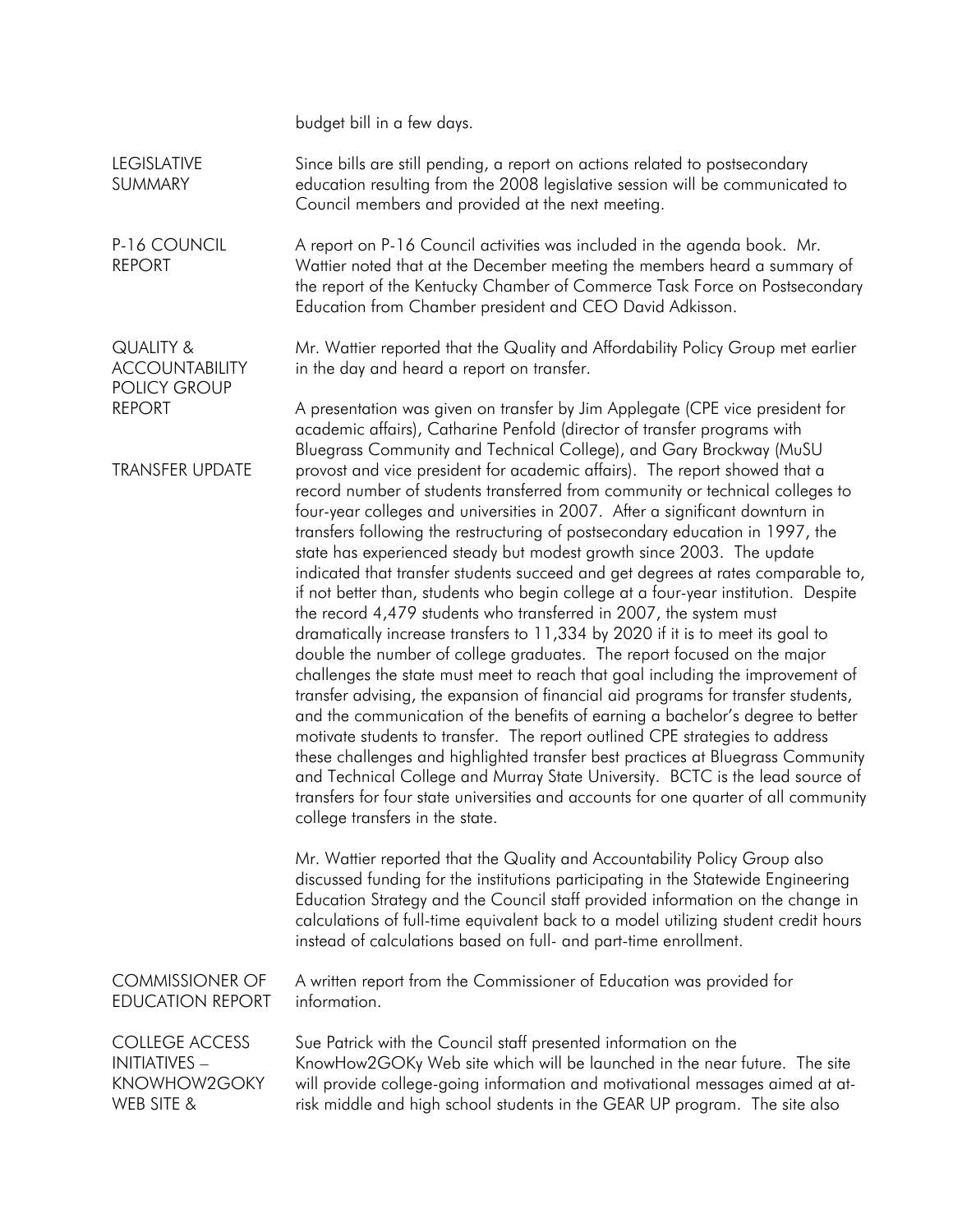budget bill in a few days.

**LEGISLATIVE SUMMARY**

Since bills are still pending, a report on actions related to postsecondary education resulting from the 2008 legislative session will be communicated to Council members and provided at the next meeting.

**P-16 COUNCIL REPORT**

A report on P-16 Council activities was included in the agenda book. Mr. Wattier noted that at the December meeting the members heard a summary of the report of the Kentucky Chamber of Commerce Task Force on Postsecondary Education from Chamber president and CEO David Adkisson.

**QUALITY & ACCOUNTABILITY POLICY GROUP REPORT**

Mr. Wattier reported that the Quality and Affordability Policy Group met earlier in the day and heard a report on transfer.

**TRANSFER UPDATE**

A presentation was given on transfer by Jim Applegate (CPE vice president for academic affairs), Catharine Penfold (director of transfer programs with Bluegrass Community and Technical College), and Gary Brockway (MuSU provost and vice president for academic affairs). The report showed that a record number of students transferred from community or technical colleges to four-year colleges and universities in 2007. After a significant downturn in transfers following the restructuring of postsecondary education in 1997, the state has experienced steady but modest growth since 2003. The update indicated that transfer students succeed and get degrees at rates comparable to, if not better than, students who begin college at a four-year institution. Despite the record 4,479 students who transferred in 2007, the system must dramatically increase transfers to 11,334 by 2020 if it is to meet its goal to double the number of college graduates. The report focused on the major challenges the state must meet to reach that goal including the improvement of transfer advising, the expansion of financial aid programs for transfer students, and the communication of the benefits of earning a bachelor's degree to better motivate students to transfer. The report outlined CPE strategies to address these challenges and highlighted transfer best practices at Bluegrass Community and Technical College and Murray State University. BCTC is the lead source of transfers for four state universities and accounts for one quarter of all community college transfers in the state.

Mr. Wattier reported that the Quality and Accountability Policy Group also discussed funding for the institutions participating in the Statewide Engineering Education Strategy and the Council staff provided information on the change in calculations of full-time equivalent back to a model utilizing student credit hours instead of calculations based on full- and part-time enrollment.

**COMMISSIONER OF EDUCATION REPORT**

A written report from the Commissioner of Education was provided for information.

**COLLEGE ACCESS INITIATIVES – KNOWHOW2GOKY WEB SITE &**

Sue Patrick with the Council staff presented information on the KnowHow2GOKy Web site which will be launched in the near future. The site will provide college-going information and motivational messages aimed at at-risk middle and high school students in the GEAR UP program. The site also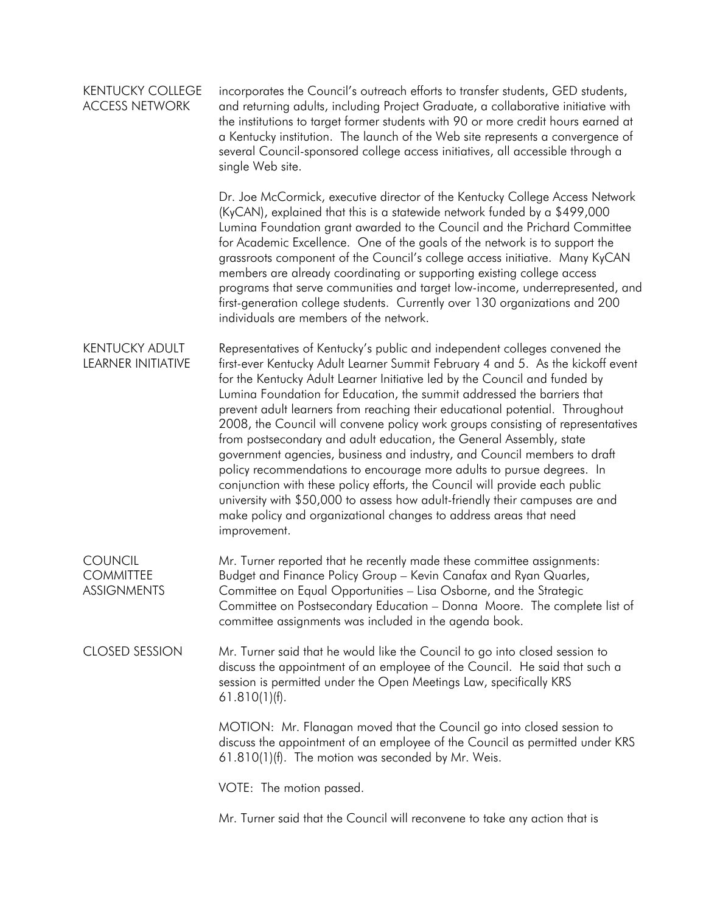## KENTUCKY COLLEGE ACCESS NETWORK

incorporates the Council's outreach efforts to transfer students, GED students, and returning adults, including Project Graduate, a collaborative initiative with the institutions to target former students with 90 or more credit hours earned at a Kentucky institution. The launch of the Web site represents a convergence of several Council-sponsored college access initiatives, all accessible through a single Web site.

Dr. Joe McCormick, executive director of the Kentucky College Access Network (KyCAN), explained that this is a statewide network funded by a $499,000 Lumina Foundation grant awarded to the Council and the Prichard Committee for Academic Excellence. One of the goals of the network is to support the grassroots component of the Council's college access initiative. Many KyCAN members are already coordinating or supporting existing college access programs that serve communities and target low-income, underrepresented, and first-generation college students. Currently over 130 organizations and 200 individuals are members of the network.

## KENTUCKY ADULT LEARNER INITIATIVE

Representatives of Kentucky's public and independent colleges convened the first-ever Kentucky Adult Learner Summit February 4 and 5. As the kickoff event for the Kentucky Adult Learner Initiative led by the Council and funded by Lumina Foundation for Education, the summit addressed the barriers that prevent adult learners from reaching their educational potential. Throughout 2008, the Council will convene policy work groups consisting of representatives from postsecondary and adult education, the General Assembly, state government agencies, business and industry, and Council members to draft policy recommendations to encourage more adults to pursue degrees. In conjunction with these policy efforts, the Council will provide each public university with $50,000 to assess how adult-friendly their campuses are and make policy and organizational changes to address areas that need improvement.

## COUNCIL COMMITTEE ASSIGNMENTS

Mr. Turner reported that he recently made these committee assignments: Budget and Finance Policy Group – Kevin Canafax and Ryan Quarles, Committee on Equal Opportunities – Lisa Osborne, and the Strategic Committee on Postsecondary Education – Donna Moore. The complete list of committee assignments was included in the agenda book.

## CLOSED SESSION

Mr. Turner said that he would like the Council to go into closed session to discuss the appointment of an employee of the Council. He said that such a session is permitted under the Open Meetings Law, specifically KRS 61.810(1)(f).

MOTION: Mr. Flanagan moved that the Council go into closed session to discuss the appointment of an employee of the Council as permitted under KRS 61.810(1)(f). The motion was seconded by Mr. Weis.

VOTE: The motion passed.

Mr. Turner said that the Council will reconvene to take any action that is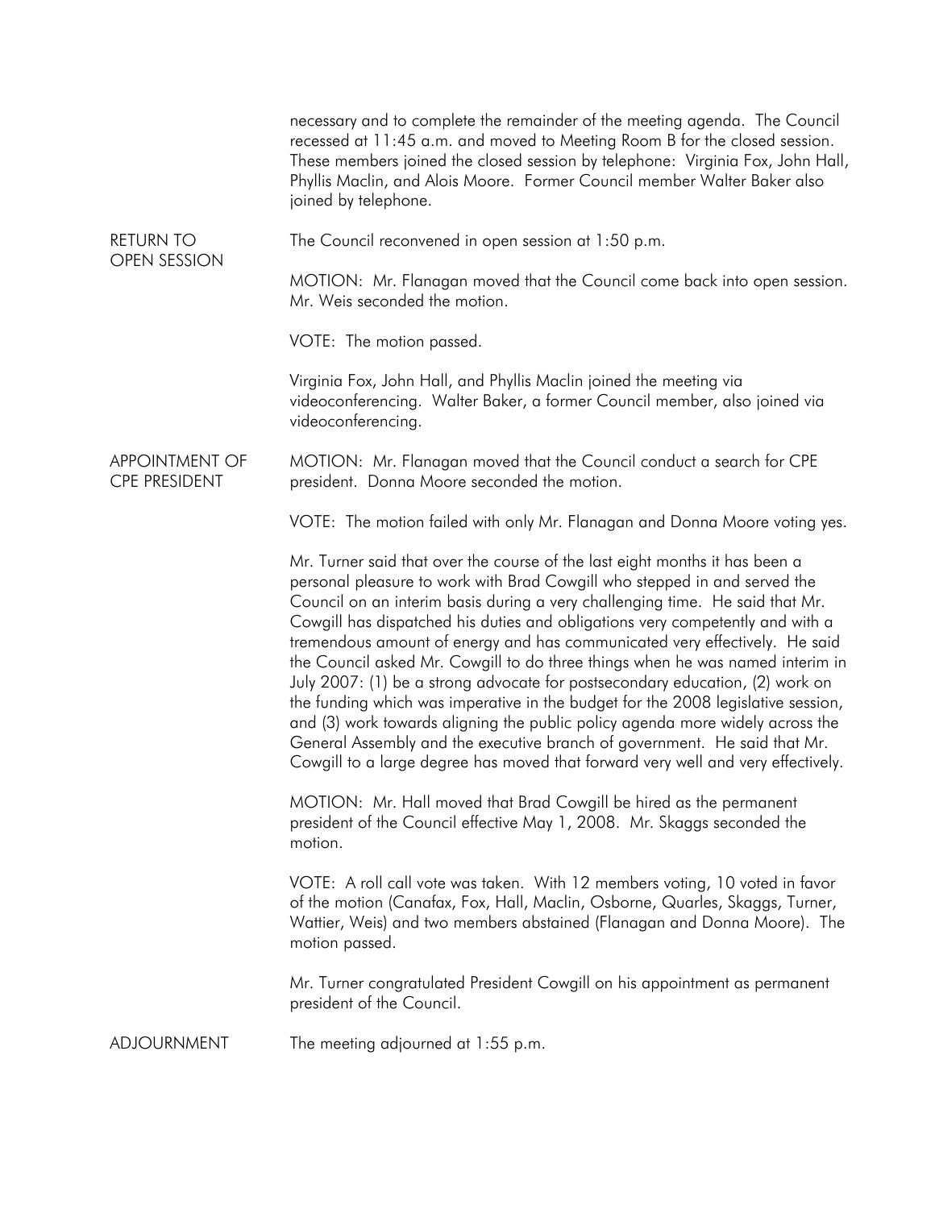necessary and to complete the remainder of the meeting agenda. The Council recessed at 11:45 a.m. and moved to Meeting Room B for the closed session. These members joined the closed session by telephone: Virginia Fox, John Hall, Phyllis Maclin, and Alois Moore. Former Council member Walter Baker also joined by telephone.

**RETURN TO OPEN SESSION**

The Council reconvened in open session at 1:50 p.m.

MOTION: Mr. Flanagan moved that the Council come back into open session. Mr. Weis seconded the motion.

VOTE: The motion passed.

Virginia Fox, John Hall, and Phyllis Maclin joined the meeting via videoconferencing. Walter Baker, a former Council member, also joined via videoconferencing.

**APPOINTMENT OF CPE PRESIDENT**

MOTION: Mr. Flanagan moved that the Council conduct a search for CPE president. Donna Moore seconded the motion.

VOTE: The motion failed with only Mr. Flanagan and Donna Moore voting yes.

Mr. Turner said that over the course of the last eight months it has been a personal pleasure to work with Brad Cowgill who stepped in and served the Council on an interim basis during a very challenging time. He said that Mr. Cowgill has dispatched his duties and obligations very competently and with a tremendous amount of energy and has communicated very effectively. He said the Council asked Mr. Cowgill to do three things when he was named interim in July 2007: (1) be a strong advocate for postsecondary education, (2) work on the funding which was imperative in the budget for the 2008 legislative session, and (3) work towards aligning the public policy agenda more widely across the General Assembly and the executive branch of government. He said that Mr. Cowgill to a large degree has moved that forward very well and very effectively.

MOTION: Mr. Hall moved that Brad Cowgill be hired as the permanent president of the Council effective May 1, 2008. Mr. Skaggs seconded the motion.

VOTE: A roll call vote was taken. With 12 members voting, 10 voted in favor of the motion (Canafax, Fox, Hall, Maclin, Osborne, Quarles, Skaggs, Turner, Wattier, Weis) and two members abstained (Flanagan and Donna Moore). The motion passed.

Mr. Turner congratulated President Cowgill on his appointment as permanent president of the Council.

**ADJOURNMENT**

The meeting adjourned at 1:55 p.m.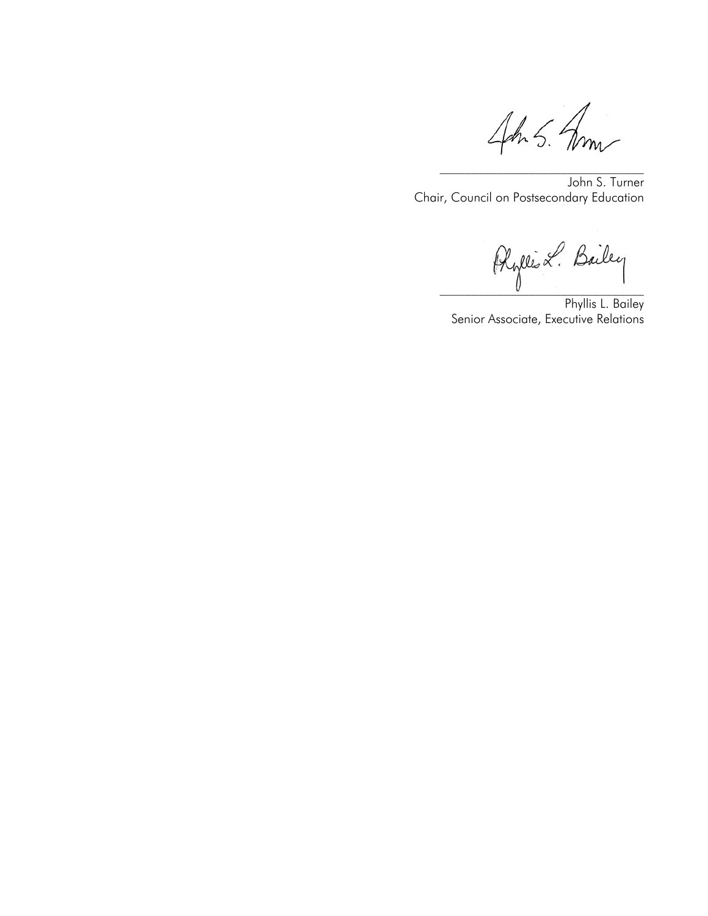John S. Turner
Chair, Council on Postsecondary Education

Phyllis L. Bailey
Senior Associate, Executive Relations